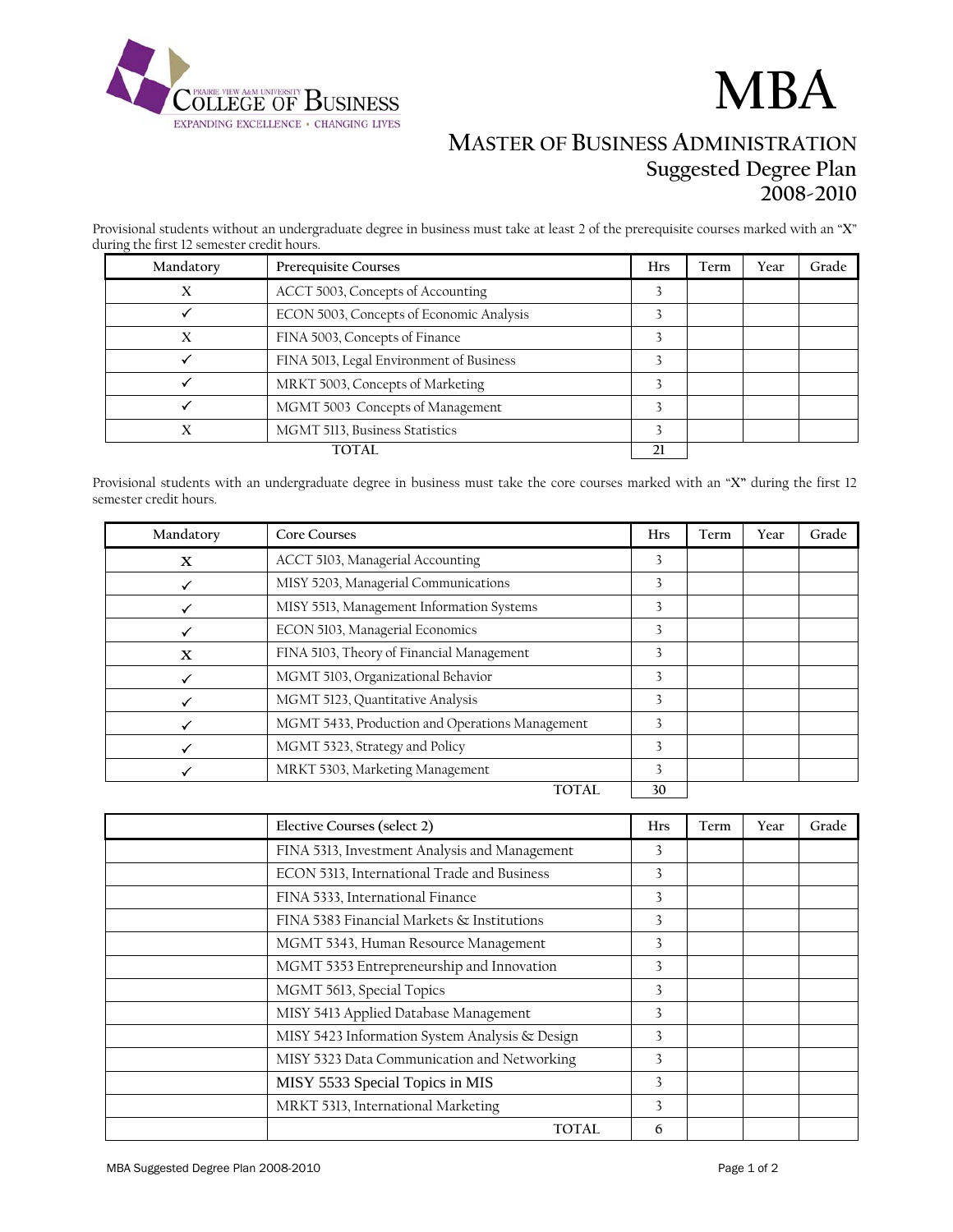Prairie View A&M University College of Business
Expanding Excellence • Changing Lives

# MBA

## Master of Business Administration
## Suggested Degree Plan
## 2008-2010

Provisional students without an undergraduate degree in business must take at least 2 of the prerequisite courses marked with an "X" during the first 12 semester credit hours.

| Mandatory | Prerequisite Courses | Hrs | Term | Year | Grade |
|---|---|---|---|---|---|
| X | ACCT 5003, Concepts of Accounting | 3 | | | |
| ✓ | ECON 5003, Concepts of Economic Analysis | 3 | | | |
| X | FINA 5003, Concepts of Finance | 3 | | | |
| ✓ | FINA 5013, Legal Environment of Business | 3 | | | |
| ✓ | MRKT 5003, Concepts of Marketing | 3 | | | |
| ✓ | MGMT 5003 Concepts of Management | 3 | | | |
| X | MGMT 5113, Business Statistics | 3 | | | |
| | TOTAL | 21 | | | |

Provisional students with an undergraduate degree in business must take the core courses marked with an "X" during the first 12 semester credit hours.

| Mandatory | Core Courses | Hrs | Term | Year | Grade |
|---|---|---|---|---|---|
| X | ACCT 5103, Managerial Accounting | 3 | | | |
| ✓ | MISY 5203, Managerial Communications | 3 | | | |
| ✓ | MISY 5513, Management Information Systems | 3 | | | |
| ✓ | ECON 5103, Managerial Economics | 3 | | | |
| X | FINA 5103, Theory of Financial Management | 3 | | | |
| ✓ | MGMT 5103, Organizational Behavior | 3 | | | |
| ✓ | MGMT 5123, Quantitative Analysis | 3 | | | |
| ✓ | MGMT 5433, Production and Operations Management | 3 | | | |
| ✓ | MGMT 5323, Strategy and Policy | 3 | | | |
| ✓ | MRKT 5303, Marketing Management | 3 | | | |
| | TOTAL | 30 | | | |

| | Elective Courses (select 2) | Hrs | Term | Year | Grade |
|---|---|---|---|---|---|
| | FINA 5313, Investment Analysis and Management | 3 | | | |
| | ECON 5313, International Trade and Business | 3 | | | |
| | FINA 5333, International Finance | 3 | | | |
| | FINA 5383 Financial Markets & Institutions | 3 | | | |
| | MGMT 5343, Human Resource Management | 3 | | | |
| | MGMT 5353 Entrepreneurship and Innovation | 3 | | | |
| | MGMT 5613, Special Topics | 3 | | | |
| | MISY 5413 Applied Database Management | 3 | | | |
| | MISY 5423 Information System Analysis & Design | 3 | | | |
| | MISY 5323 Data Communication and Networking | 3 | | | |
| | MISY 5533 Special Topics in MIS | 3 | | | |
| | MRKT 5313, International Marketing | 3 | | | |
| | TOTAL | 6 | | | |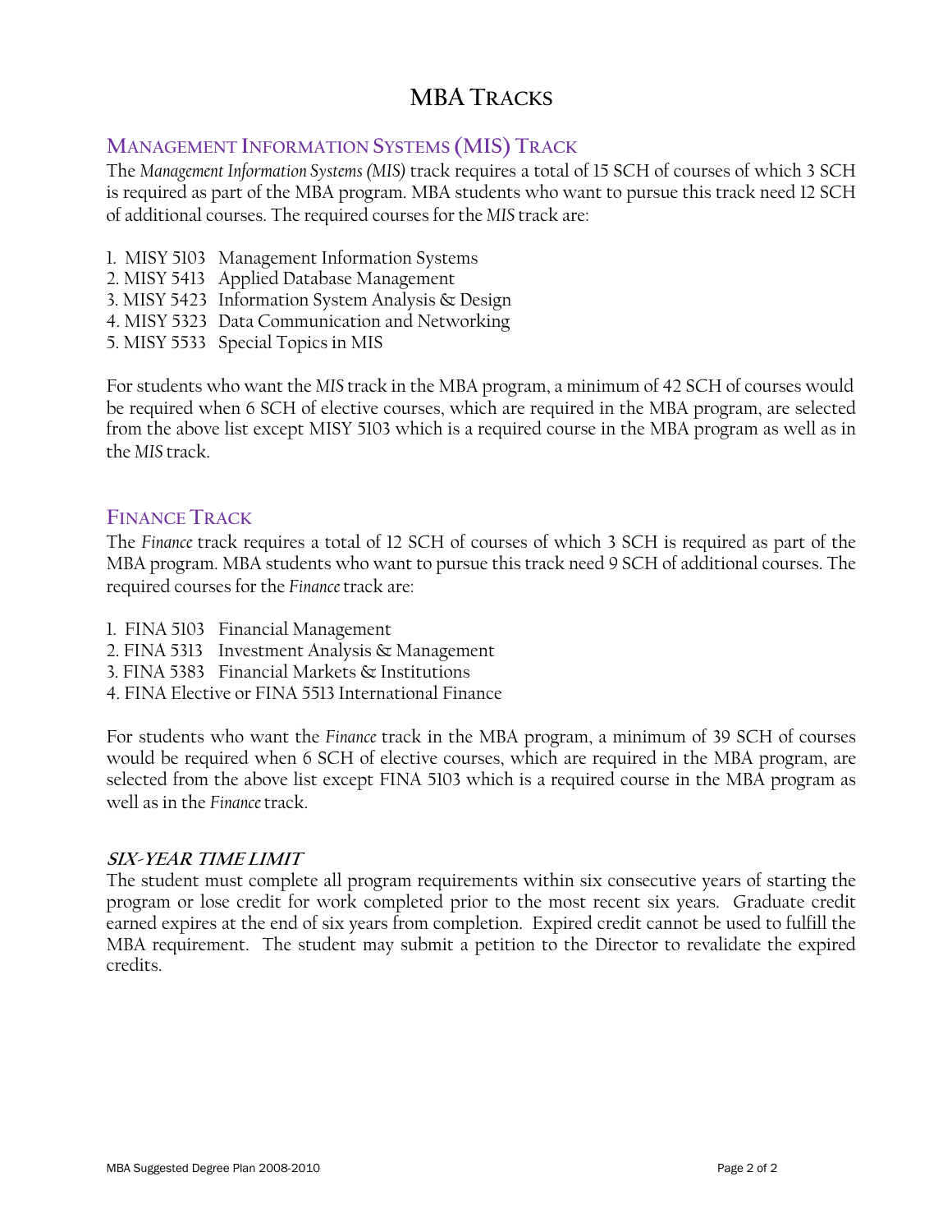# MBA Tracks

## Management Information Systems (MIS) Track

The *Management Information Systems (MIS)* track requires a total of 15 SCH of courses of which 3 SCH is required as part of the MBA program. MBA students who want to pursue this track need 12 SCH of additional courses. The required courses for the *MIS* track are:

1. MISY 5103 Management Information Systems
2. MISY 5413 Applied Database Management
3. MISY 5423 Information System Analysis & Design
4. MISY 5323 Data Communication and Networking
5. MISY 5533 Special Topics in MIS

For students who want the *MIS* track in the MBA program, a minimum of 42 SCH of courses would be required when 6 SCH of elective courses, which are required in the MBA program, are selected from the above list except MISY 5103 which is a required course in the MBA program as well as in the *MIS* track.

## Finance Track

The *Finance* track requires a total of 12 SCH of courses of which 3 SCH is required as part of the MBA program. MBA students who want to pursue this track need 9 SCH of additional courses. The required courses for the *Finance* track are:

1. FINA 5103 Financial Management
2. FINA 5313 Investment Analysis & Management
3. FINA 5383 Financial Markets & Institutions
4. FINA Elective or FINA 5513 International Finance

For students who want the *Finance* track in the MBA program, a minimum of 39 SCH of courses would be required when 6 SCH of elective courses, which are required in the MBA program, are selected from the above list except FINA 5103 which is a required course in the MBA program as well as in the *Finance* track.

### ***Six-Year Time Limit***

The student must complete all program requirements within six consecutive years of starting the program or lose credit for work completed prior to the most recent six years. Graduate credit earned expires at the end of six years from completion. Expired credit cannot be used to fulfill the MBA requirement. The student may submit a petition to the Director to revalidate the expired credits.